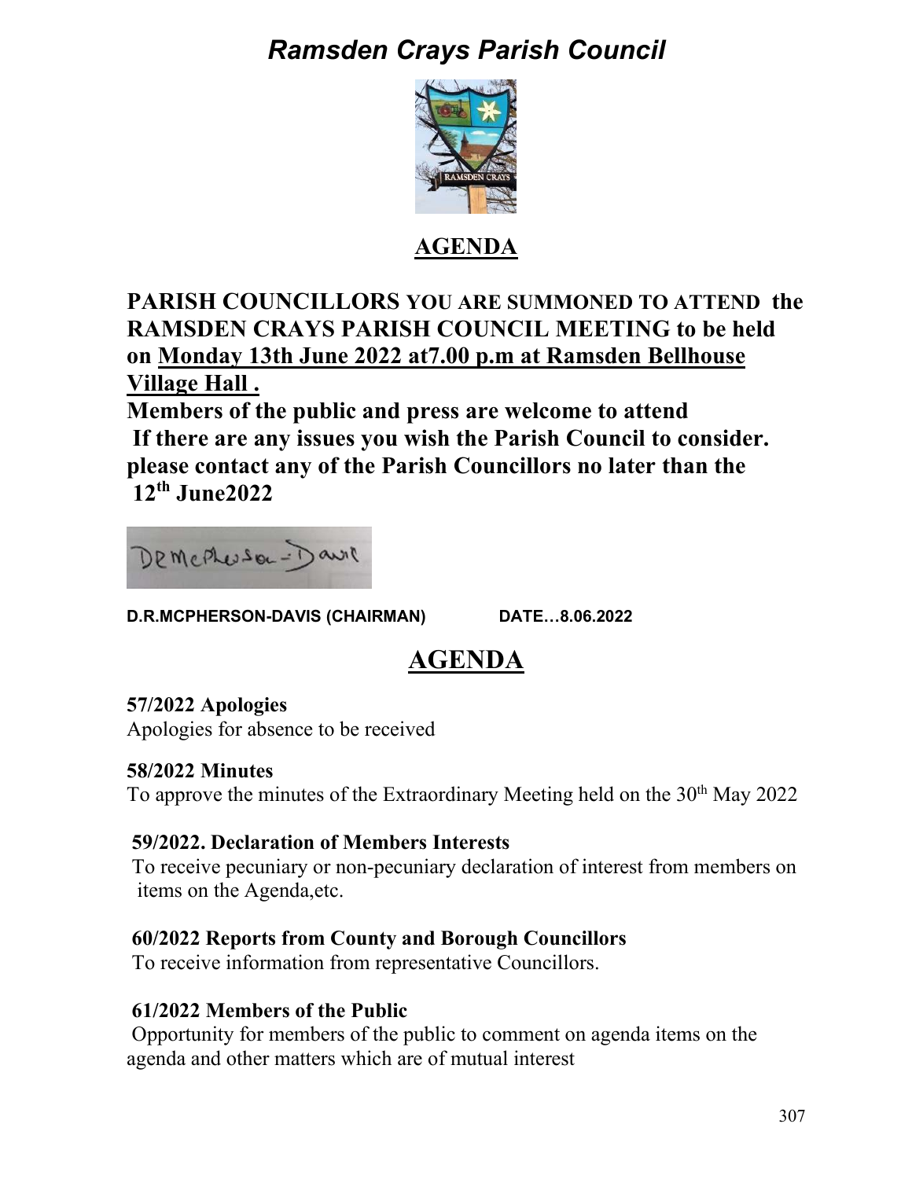# *Ramsden Crays Parish Council*

## AGENDA

**PARISH COUNCILLORS YOU ARE SUMMONED TO ATTEND the RAMSDEN CRAYS PARISH COUNCIL MEETING to be held on Monday 13th June 2022 at7.00 p.m at Ramsden Bellhouse Village Hall .**

**Members of the public and press are welcome to attend**
**If there are any issues you wish the Parish Council to consider. please contact any of the Parish Councillors no later than the 12th June2022**

**D.R.MCPHERSON-DAVIS (CHAIRMAN)** **DATE…8.06.2022**

## AGENDA

**57/2022 Apologies**
Apologies for absence to be received

**58/2022 Minutes**
To approve the minutes of the Extraordinary Meeting held on the 30th May 2022

**59/2022. Declaration of Members Interests**
To receive pecuniary or non-pecuniary declaration of interest from members on items on the Agenda,etc.

**60/2022 Reports from County and Borough Councillors**
To receive information from representative Councillors.

**61/2022 Members of the Public**
Opportunity for members of the public to comment on agenda items on the agenda and other matters which are of mutual interest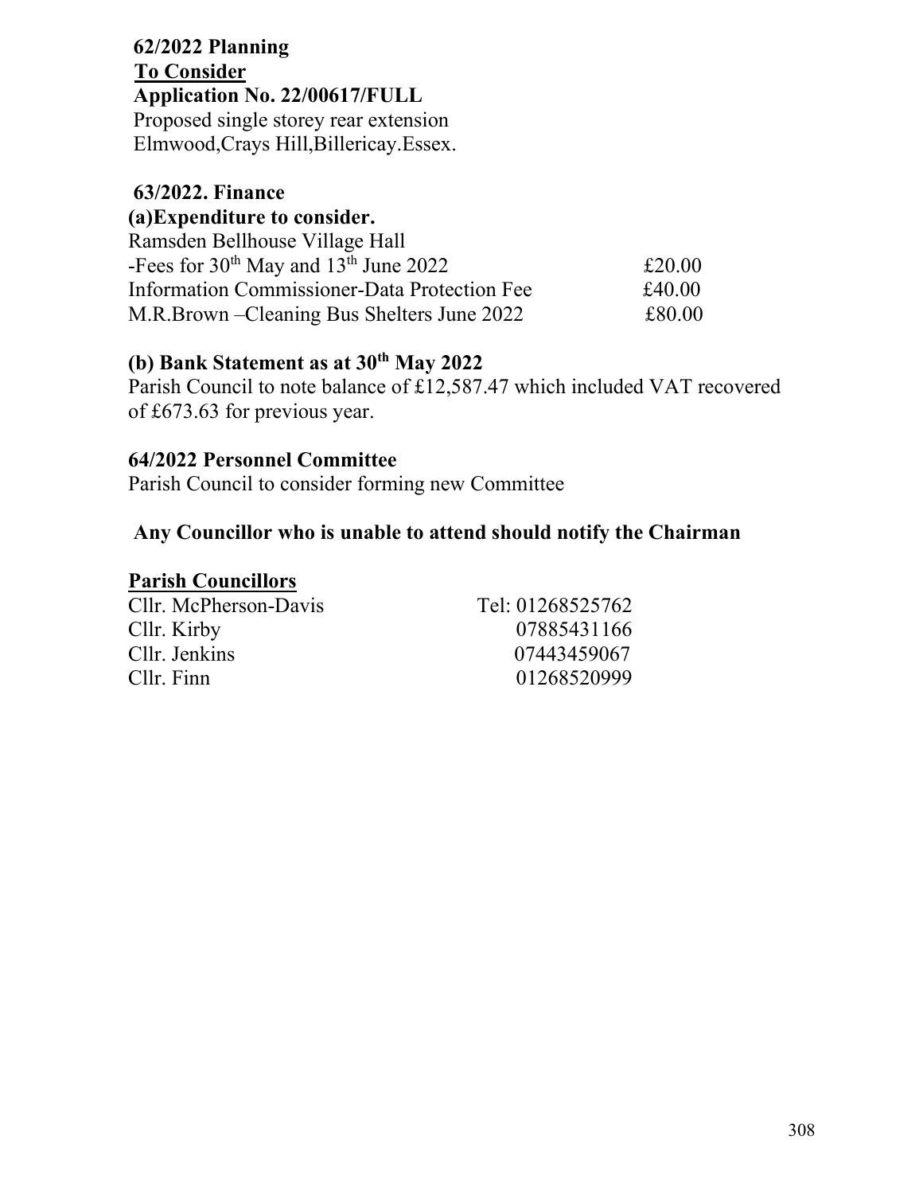**62/2022 Planning**

**To Consider**

**Application No. 22/00617/FULL**

Proposed single storey rear extension

Elmwood,Crays Hill,Billericay.Essex.

**63/2022. Finance**

**(a)Expenditure to consider.**

| | |
|---|---|
| Ramsden Bellhouse Village Hall | |
| -Fees for 30th May and 13th June 2022 | £20.00 |
| Information Commissioner-Data Protection Fee | £40.00 |
| M.R.Brown –Cleaning Bus Shelters June 2022 | £80.00 |

**(b) Bank Statement as at 30th May 2022**

Parish Council to note balance of £12,587.47 which included VAT recovered of £673.63 for previous year.

**64/2022 Personnel Committee**

Parish Council to consider forming new Committee

**Any Councillor who is unable to attend should notify the Chairman**

**Parish Councillors**

| | |
|---|---|
| Cllr. McPherson-Davis | Tel: 01268525762 |
| Cllr. Kirby | 07885431166 |
| Cllr. Jenkins | 07443459067 |
| Cllr. Finn | 01268520999 |